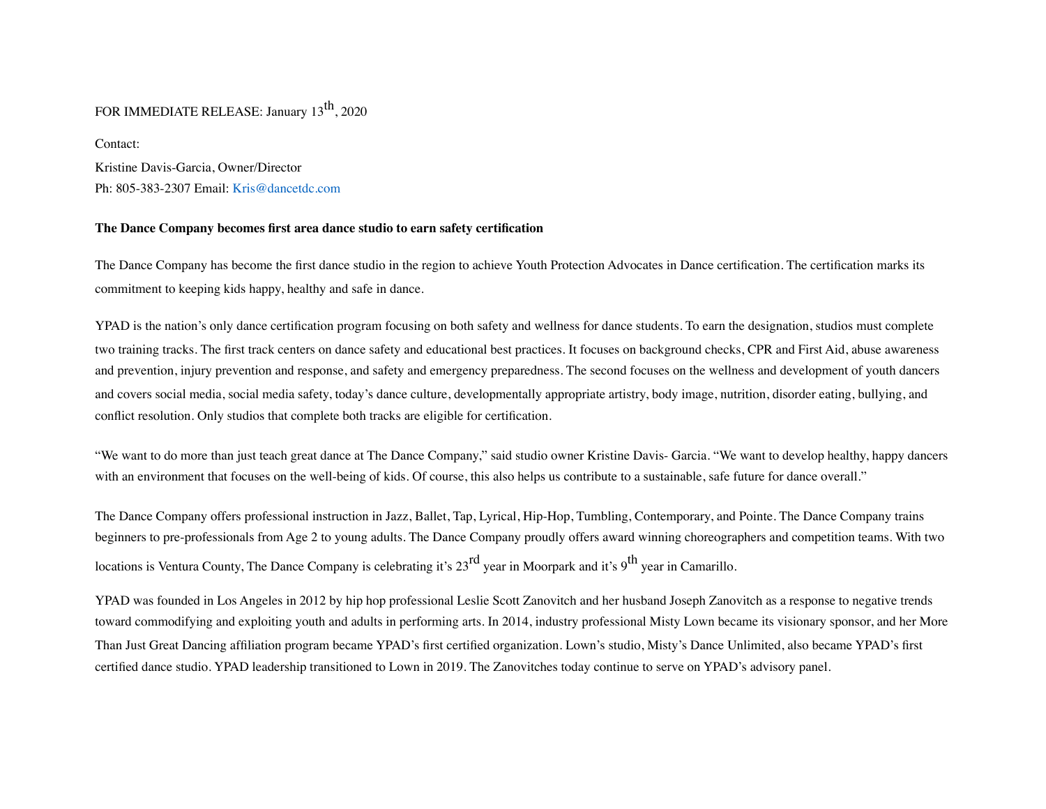FOR IMMEDIATE RELEASE: January 13th, 2020

Contact:

Kristine Davis-Garcia, Owner/Director

Ph: 805-383-2307 Email: Kris@dancetdc.com

**The Dance Company becomes first area dance studio to earn safety certification**

The Dance Company has become the first dance studio in the region to achieve Youth Protection Advocates in Dance certification. The certification marks its commitment to keeping kids happy, healthy and safe in dance.

YPAD is the nation's only dance certification program focusing on both safety and wellness for dance students. To earn the designation, studios must complete two training tracks. The first track centers on dance safety and educational best practices. It focuses on background checks, CPR and First Aid, abuse awareness and prevention, injury prevention and response, and safety and emergency preparedness. The second focuses on the wellness and development of youth dancers and covers social media, social media safety, today's dance culture, developmentally appropriate artistry, body image, nutrition, disorder eating, bullying, and conflict resolution. Only studios that complete both tracks are eligible for certification.

"We want to do more than just teach great dance at The Dance Company," said studio owner Kristine Davis- Garcia. "We want to develop healthy, happy dancers with an environment that focuses on the well-being of kids. Of course, this also helps us contribute to a sustainable, safe future for dance overall."

The Dance Company offers professional instruction in Jazz, Ballet, Tap, Lyrical, Hip-Hop, Tumbling, Contemporary, and Pointe. The Dance Company trains beginners to pre-professionals from Age 2 to young adults. The Dance Company proudly offers award winning choreographers and competition teams. With two locations is Ventura County, The Dance Company is celebrating it's 23rd year in Moorpark and it's 9th year in Camarillo.

YPAD was founded in Los Angeles in 2012 by hip hop professional Leslie Scott Zanovitch and her husband Joseph Zanovitch as a response to negative trends toward commodifying and exploiting youth and adults in performing arts. In 2014, industry professional Misty Lown became its visionary sponsor, and her More Than Just Great Dancing affiliation program became YPAD's first certified organization. Lown's studio, Misty's Dance Unlimited, also became YPAD's first certified dance studio. YPAD leadership transitioned to Lown in 2019. The Zanovitches today continue to serve on YPAD's advisory panel.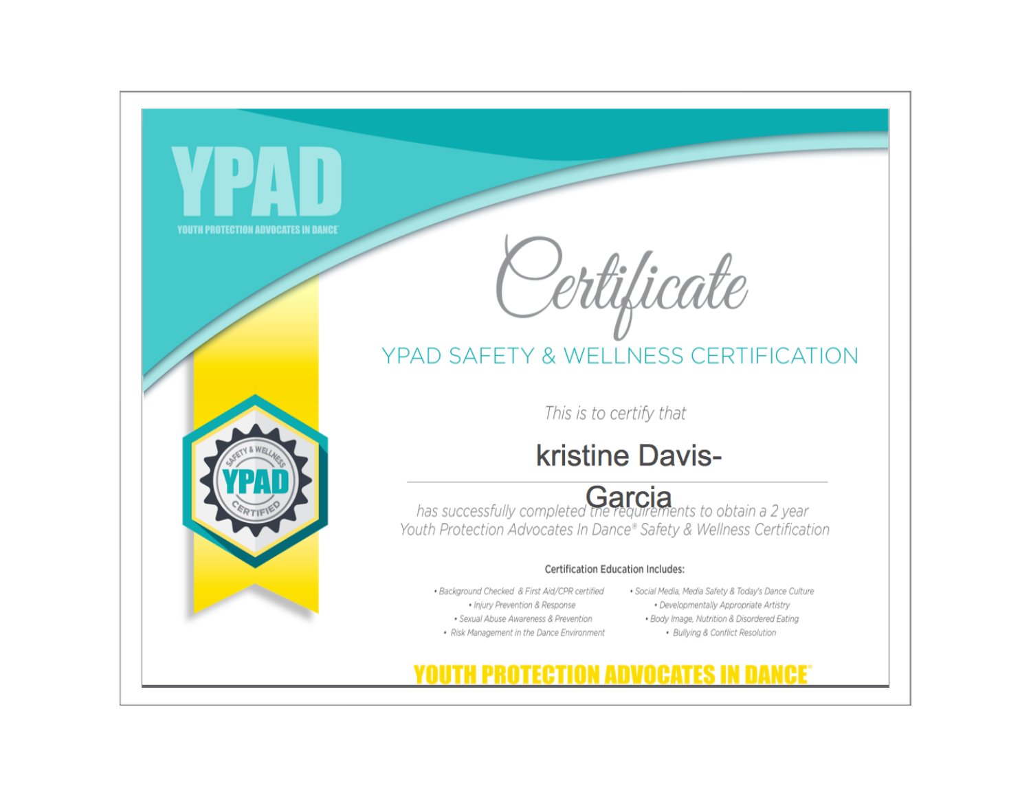YPAD

YOUTH PROTECTION ADVOCATES IN DANCE®

# Certificate

## YPAD SAFETY & WELLNESS CERTIFICATION

*This is to certify that*

**kristine Davis-Garcia**

*has successfully completed the requirements to obtain a 2 year Youth Protection Advocates In Dance® Safety & Wellness Certification*

SAFETY & WELLNESS YPAD CERTIFIED

**Certification Education Includes:**

- *Background Checked & First Aid/CPR certified*
- *Injury Prevention & Response*
- *Sexual Abuse Awareness & Prevention*
- *Risk Management in the Dance Environment*
- *Social Media, Media Safety & Today's Dance Culture*
- *Developmentally Appropriate Artistry*
- *Body Image, Nutrition & Disordered Eating*
- *Bullying & Conflict Resolution*

**YOUTH PROTECTION ADVOCATES IN DANCE®**